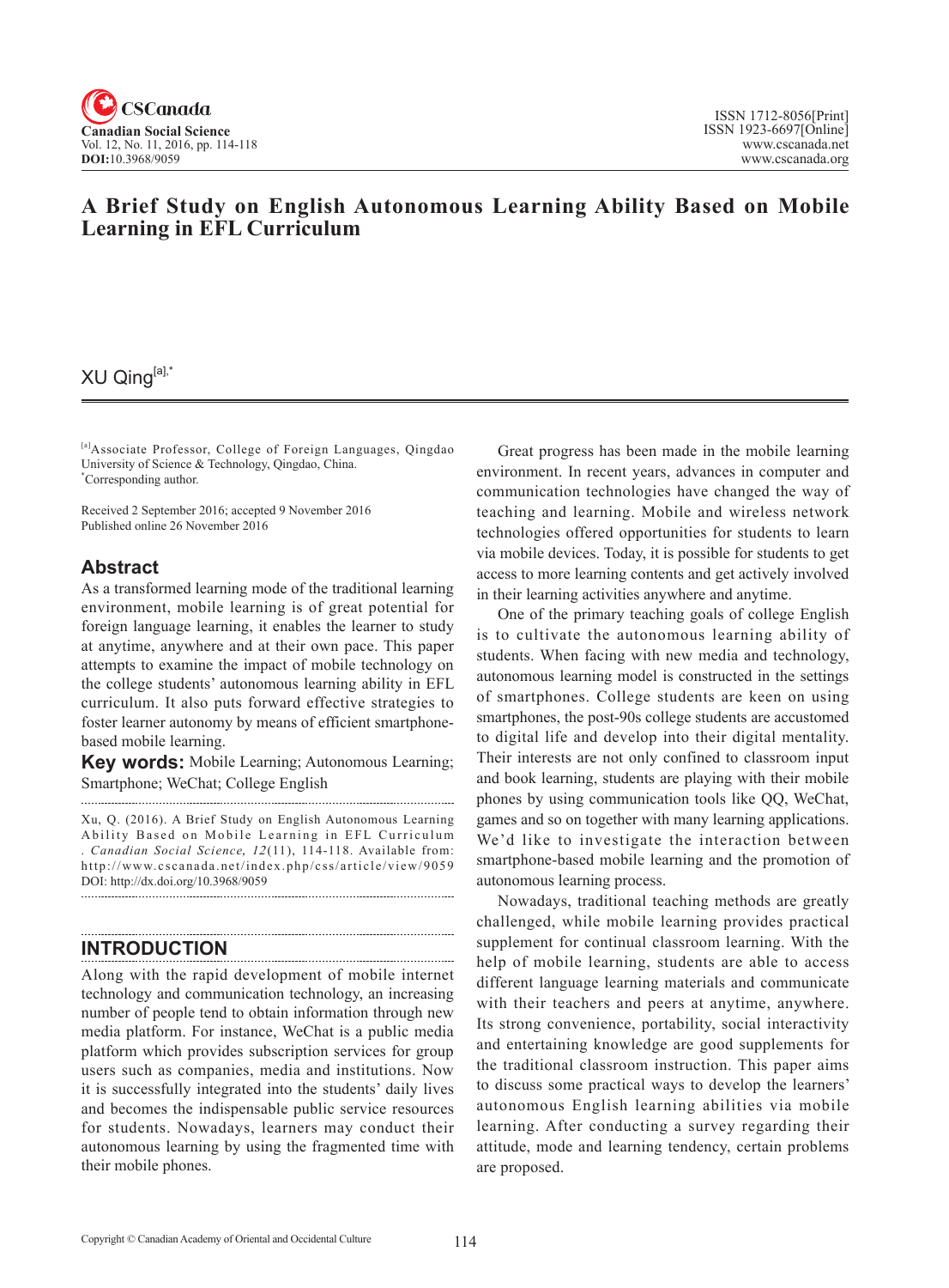# A Brief Study on English Autonomous Learning Ability Based on Mobile Learning in EFL Curriculum

XU Qing[a],*

[a]Associate Professor, College of Foreign Languages, Qingdao University of Science & Technology, Qingdao, China.
*Corresponding author.

Received 2 September 2016; accepted 9 November 2016
Published online 26 November 2016

## Abstract

As a transformed learning mode of the traditional learning environment, mobile learning is of great potential for foreign language learning, it enables the learner to study at anytime, anywhere and at their own pace. This paper attempts to examine the impact of mobile technology on the college students' autonomous learning ability in EFL curriculum. It also puts forward effective strategies to foster learner autonomy by means of efficient smartphone-based mobile learning.

**Key words:** Mobile Learning; Autonomous Learning; Smartphone; WeChat; College English

Xu, Q. (2016). A Brief Study on English Autonomous Learning Ability Based on Mobile Learning in EFL Curriculum. *Canadian Social Science, 12*(11), 114-118. Available from: http://www.cscanada.net/index.php/css/article/view/9059 DOI: http://dx.doi.org/10.3968/9059

## INTRODUCTION

Along with the rapid development of mobile internet technology and communication technology, an increasing number of people tend to obtain information through new media platform. For instance, WeChat is a public media platform which provides subscription services for group users such as companies, media and institutions. Now it is successfully integrated into the students' daily lives and becomes the indispensable public service resources for students. Nowadays, learners may conduct their autonomous learning by using the fragmented time with their mobile phones.

Great progress has been made in the mobile learning environment. In recent years, advances in computer and communication technologies have changed the way of teaching and learning. Mobile and wireless network technologies offered opportunities for students to learn via mobile devices. Today, it is possible for students to get access to more learning contents and get actively involved in their learning activities anywhere and anytime.

One of the primary teaching goals of college English is to cultivate the autonomous learning ability of students. When facing with new media and technology, autonomous learning model is constructed in the settings of smartphones. College students are keen on using smartphones, the post-90s college students are accustomed to digital life and develop into their digital mentality. Their interests are not only confined to classroom input and book learning, students are playing with their mobile phones by using communication tools like QQ, WeChat, games and so on together with many learning applications. We'd like to investigate the interaction between smartphone-based mobile learning and the promotion of autonomous learning process.

Nowadays, traditional teaching methods are greatly challenged, while mobile learning provides practical supplement for continual classroom learning. With the help of mobile learning, students are able to access different language learning materials and communicate with their teachers and peers at anytime, anywhere. Its strong convenience, portability, social interactivity and entertaining knowledge are good supplements for the traditional classroom instruction. This paper aims to discuss some practical ways to develop the learners' autonomous English learning abilities via mobile learning. After conducting a survey regarding their attitude, mode and learning tendency, certain problems are proposed.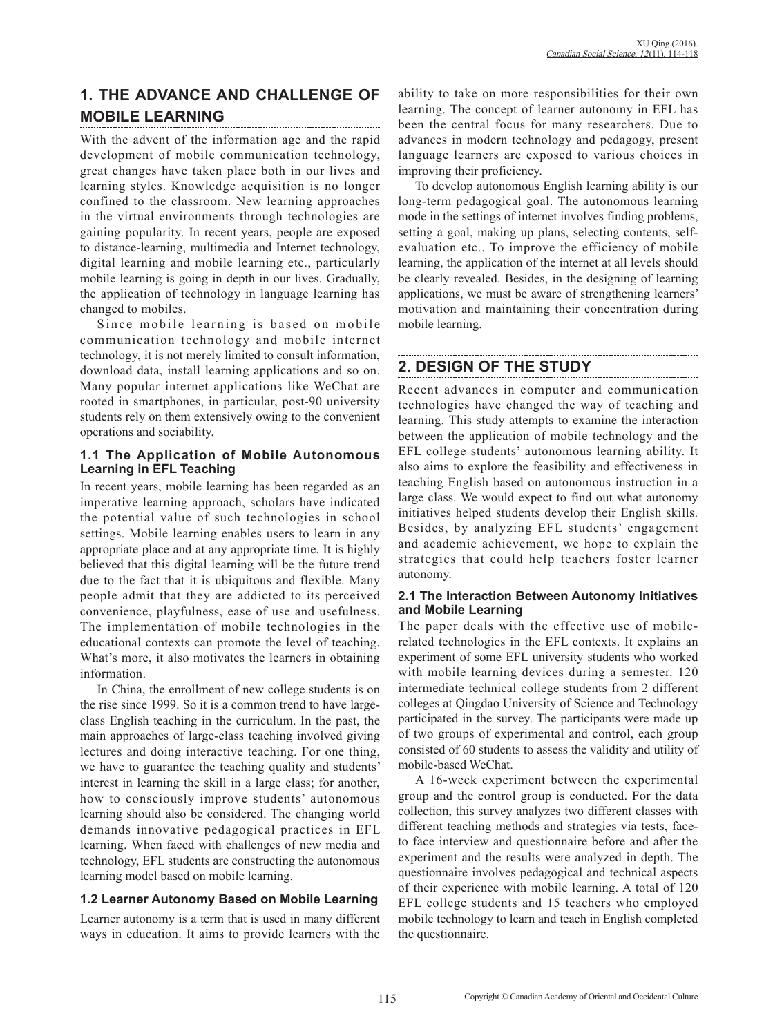## 1. THE ADVANCE AND CHALLENGE OF MOBILE LEARNING

With the advent of the information age and the rapid development of mobile communication technology, great changes have taken place both in our lives and learning styles. Knowledge acquisition is no longer confined to the classroom. New learning approaches in the virtual environments through technologies are gaining popularity. In recent years, people are exposed to distance-learning, multimedia and Internet technology, digital learning and mobile learning etc., particularly mobile learning is going in depth in our lives. Gradually, the application of technology in language learning has changed to mobiles.

Since mobile learning is based on mobile communication technology and mobile internet technology, it is not merely limited to consult information, download data, install learning applications and so on. Many popular internet applications like WeChat are rooted in smartphones, in particular, post-90 university students rely on them extensively owing to the convenient operations and sociability.

### 1.1 The Application of Mobile Autonomous Learning in EFL Teaching

In recent years, mobile learning has been regarded as an imperative learning approach, scholars have indicated the potential value of such technologies in school settings. Mobile learning enables users to learn in any appropriate place and at any appropriate time. It is highly believed that this digital learning will be the future trend due to the fact that it is ubiquitous and flexible. Many people admit that they are addicted to its perceived convenience, playfulness, ease of use and usefulness. The implementation of mobile technologies in the educational contexts can promote the level of teaching. What's more, it also motivates the learners in obtaining information.

In China, the enrollment of new college students is on the rise since 1999. So it is a common trend to have large-class English teaching in the curriculum. In the past, the main approaches of large-class teaching involved giving lectures and doing interactive teaching. For one thing, we have to guarantee the teaching quality and students' interest in learning the skill in a large class; for another, how to consciously improve students' autonomous learning should also be considered. The changing world demands innovative pedagogical practices in EFL learning. When faced with challenges of new media and technology, EFL students are constructing the autonomous learning model based on mobile learning.

### 1.2 Learner Autonomy Based on Mobile Learning

Learner autonomy is a term that is used in many different ways in education. It aims to provide learners with the ability to take on more responsibilities for their own learning. The concept of learner autonomy in EFL has been the central focus for many researchers. Due to advances in modern technology and pedagogy, present language learners are exposed to various choices in improving their proficiency.

To develop autonomous English learning ability is our long-term pedagogical goal. The autonomous learning mode in the settings of internet involves finding problems, setting a goal, making up plans, selecting contents, self-evaluation etc.. To improve the efficiency of mobile learning, the application of the internet at all levels should be clearly revealed. Besides, in the designing of learning applications, we must be aware of strengthening learners' motivation and maintaining their concentration during mobile learning.

## 2. DESIGN OF THE STUDY

Recent advances in computer and communication technologies have changed the way of teaching and learning. This study attempts to examine the interaction between the application of mobile technology and the EFL college students' autonomous learning ability. It also aims to explore the feasibility and effectiveness in teaching English based on autonomous instruction in a large class. We would expect to find out what autonomy initiatives helped students develop their English skills. Besides, by analyzing EFL students' engagement and academic achievement, we hope to explain the strategies that could help teachers foster learner autonomy.

### 2.1 The Interaction Between Autonomy Initiatives and Mobile Learning

The paper deals with the effective use of mobile-related technologies in the EFL contexts. It explains an experiment of some EFL university students who worked with mobile learning devices during a semester. 120 intermediate technical college students from 2 different colleges at Qingdao University of Science and Technology participated in the survey. The participants were made up of two groups of experimental and control, each group consisted of 60 students to assess the validity and utility of mobile-based WeChat.

A 16-week experiment between the experimental group and the control group is conducted. For the data collection, this survey analyzes two different classes with different teaching methods and strategies via tests, face-to face interview and questionnaire before and after the experiment and the results were analyzed in depth. The questionnaire involves pedagogical and technical aspects of their experience with mobile learning. A total of 120 EFL college students and 15 teachers who employed mobile technology to learn and teach in English completed the questionnaire.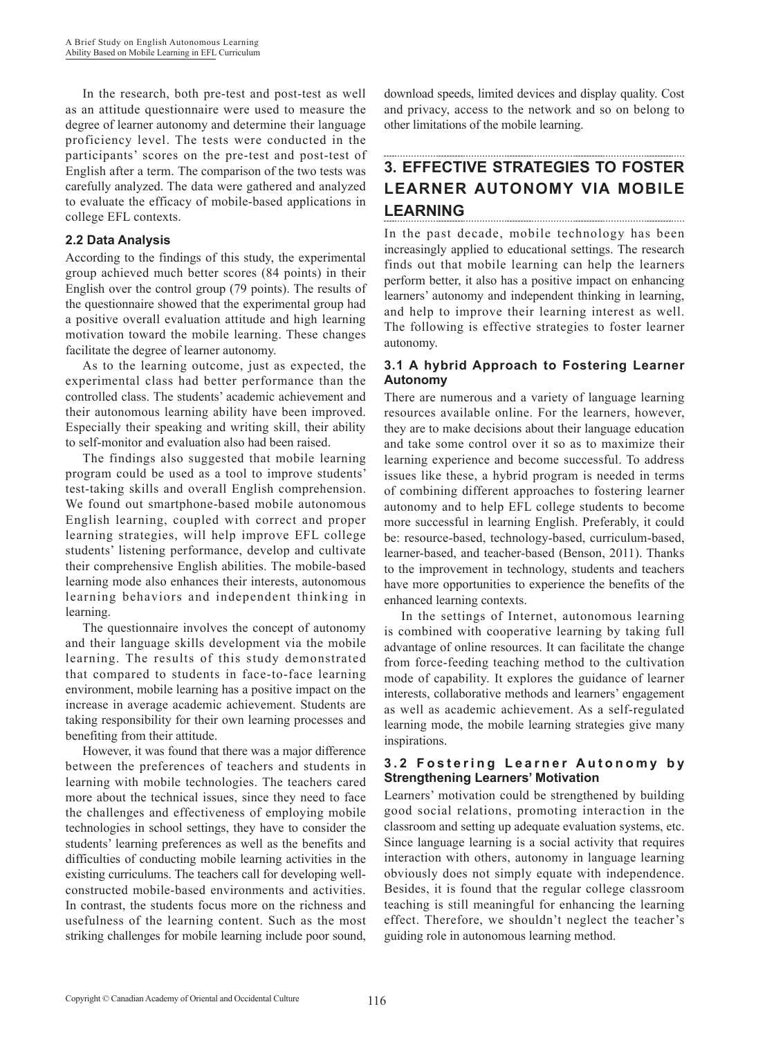In the research, both pre-test and post-test as well as an attitude questionnaire were used to measure the degree of learner autonomy and determine their language proficiency level. The tests were conducted in the participants' scores on the pre-test and post-test of English after a term. The comparison of the two tests was carefully analyzed. The data were gathered and analyzed to evaluate the efficacy of mobile-based applications in college EFL contexts.

### 2.2 Data Analysis

According to the findings of this study, the experimental group achieved much better scores (84 points) in their English over the control group (79 points). The results of the questionnaire showed that the experimental group had a positive overall evaluation attitude and high learning motivation toward the mobile learning. These changes facilitate the degree of learner autonomy.

As to the learning outcome, just as expected, the experimental class had better performance than the controlled class. The students' academic achievement and their autonomous learning ability have been improved. Especially their speaking and writing skill, their ability to self-monitor and evaluation also had been raised.

The findings also suggested that mobile learning program could be used as a tool to improve students' test-taking skills and overall English comprehension. We found out smartphone-based mobile autonomous English learning, coupled with correct and proper learning strategies, will help improve EFL college students' listening performance, develop and cultivate their comprehensive English abilities. The mobile-based learning mode also enhances their interests, autonomous learning behaviors and independent thinking in learning.

The questionnaire involves the concept of autonomy and their language skills development via the mobile learning. The results of this study demonstrated that compared to students in face-to-face learning environment, mobile learning has a positive impact on the increase in average academic achievement. Students are taking responsibility for their own learning processes and benefiting from their attitude.

However, it was found that there was a major difference between the preferences of teachers and students in learning with mobile technologies. The teachers cared more about the technical issues, since they need to face the challenges and effectiveness of employing mobile technologies in school settings, they have to consider the students' learning preferences as well as the benefits and difficulties of conducting mobile learning activities in the existing curriculums. The teachers call for developing well-constructed mobile-based environments and activities. In contrast, the students focus more on the richness and usefulness of the learning content. Such as the most striking challenges for mobile learning include poor sound, download speeds, limited devices and display quality. Cost and privacy, access to the network and so on belong to other limitations of the mobile learning.

## 3. EFFECTIVE STRATEGIES TO FOSTER LEARNER AUTONOMY VIA MOBILE LEARNING

In the past decade, mobile technology has been increasingly applied to educational settings. The research finds out that mobile learning can help the learners perform better, it also has a positive impact on enhancing learners' autonomy and independent thinking in learning, and help to improve their learning interest as well. The following is effective strategies to foster learner autonomy.

### 3.1 A hybrid Approach to Fostering Learner Autonomy

There are numerous and a variety of language learning resources available online. For the learners, however, they are to make decisions about their language education and take some control over it so as to maximize their learning experience and become successful. To address issues like these, a hybrid program is needed in terms of combining different approaches to fostering learner autonomy and to help EFL college students to become more successful in learning English. Preferably, it could be: resource-based, technology-based, curriculum-based, learner-based, and teacher-based (Benson, 2011). Thanks to the improvement in technology, students and teachers have more opportunities to experience the benefits of the enhanced learning contexts.

In the settings of Internet, autonomous learning is combined with cooperative learning by taking full advantage of online resources. It can facilitate the change from force-feeding teaching method to the cultivation mode of capability. It explores the guidance of learner interests, collaborative methods and learners' engagement as well as academic achievement. As a self-regulated learning mode, the mobile learning strategies give many inspirations.

### 3.2 Fostering Learner Autonomy by Strengthening Learners' Motivation

Learners' motivation could be strengthened by building good social relations, promoting interaction in the classroom and setting up adequate evaluation systems, etc. Since language learning is a social activity that requires interaction with others, autonomy in language learning obviously does not simply equate with independence. Besides, it is found that the regular college classroom teaching is still meaningful for enhancing the learning effect. Therefore, we shouldn't neglect the teacher's guiding role in autonomous learning method.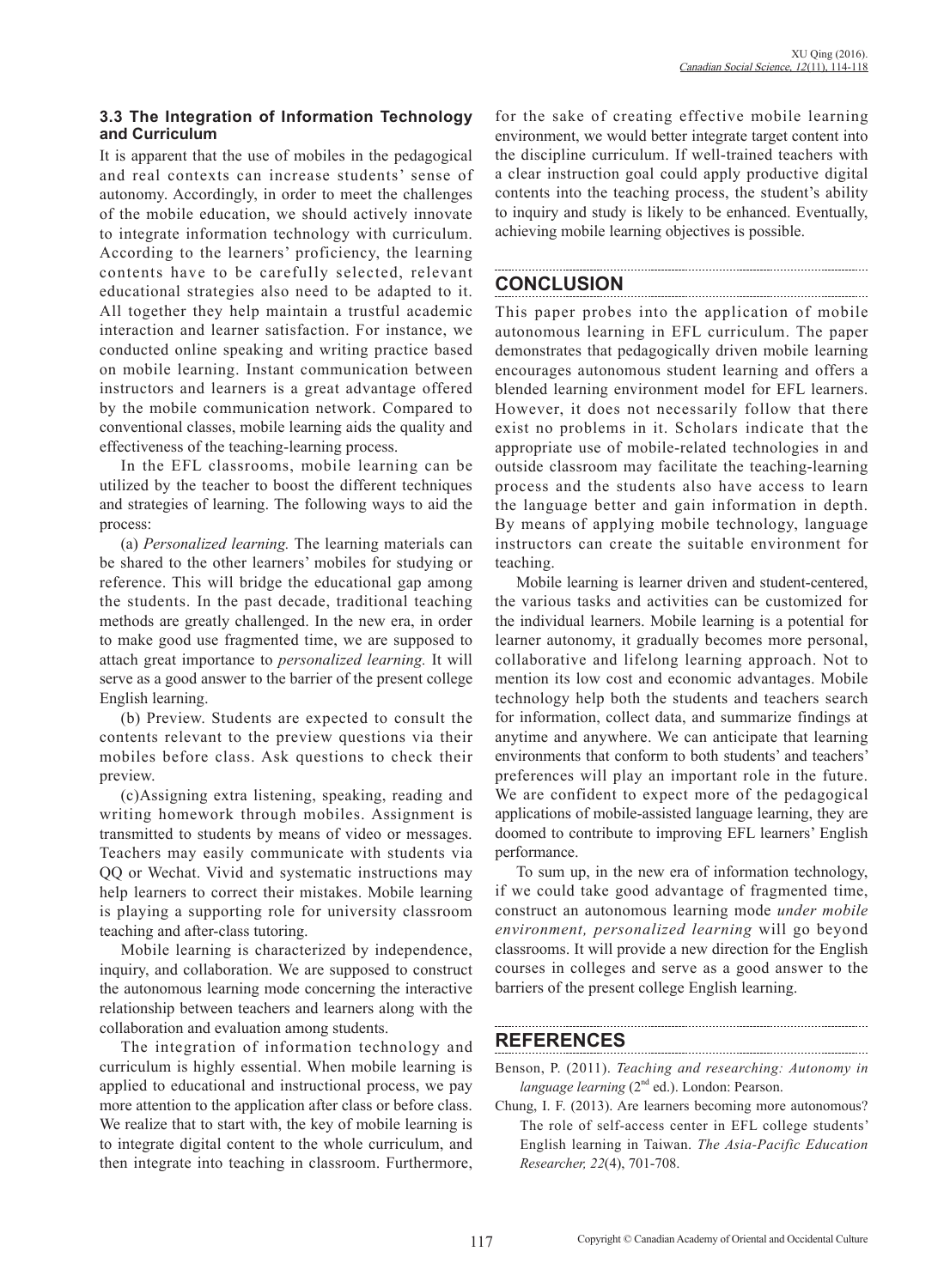### 3.3 The Integration of Information Technology and Curriculum

It is apparent that the use of mobiles in the pedagogical and real contexts can increase students' sense of autonomy. Accordingly, in order to meet the challenges of the mobile education, we should actively innovate to integrate information technology with curriculum. According to the learners' proficiency, the learning contents have to be carefully selected, relevant educational strategies also need to be adapted to it. All together they help maintain a trustful academic interaction and learner satisfaction. For instance, we conducted online speaking and writing practice based on mobile learning. Instant communication between instructors and learners is a great advantage offered by the mobile communication network. Compared to conventional classes, mobile learning aids the quality and effectiveness of the teaching-learning process.

In the EFL classrooms, mobile learning can be utilized by the teacher to boost the different techniques and strategies of learning. The following ways to aid the process:

(a) *Personalized learning.* The learning materials can be shared to the other learners' mobiles for studying or reference. This will bridge the educational gap among the students. In the past decade, traditional teaching methods are greatly challenged. In the new era, in order to make good use fragmented time, we are supposed to attach great importance to *personalized learning.* It will serve as a good answer to the barrier of the present college English learning.

(b) Preview. Students are expected to consult the contents relevant to the preview questions via their mobiles before class. Ask questions to check their preview.

(c)Assigning extra listening, speaking, reading and writing homework through mobiles. Assignment is transmitted to students by means of video or messages. Teachers may easily communicate with students via QQ or Wechat. Vivid and systematic instructions may help learners to correct their mistakes. Mobile learning is playing a supporting role for university classroom teaching and after-class tutoring.

Mobile learning is characterized by independence, inquiry, and collaboration. We are supposed to construct the autonomous learning mode concerning the interactive relationship between teachers and learners along with the collaboration and evaluation among students.

The integration of information technology and curriculum is highly essential. When mobile learning is applied to educational and instructional process, we pay more attention to the application after class or before class. We realize that to start with, the key of mobile learning is to integrate digital content to the whole curriculum, and then integrate into teaching in classroom. Furthermore, for the sake of creating effective mobile learning environment, we would better integrate target content into the discipline curriculum. If well-trained teachers with a clear instruction goal could apply productive digital contents into the teaching process, the student's ability to inquiry and study is likely to be enhanced. Eventually, achieving mobile learning objectives is possible.

## CONCLUSION

This paper probes into the application of mobile autonomous learning in EFL curriculum. The paper demonstrates that pedagogically driven mobile learning encourages autonomous student learning and offers a blended learning environment model for EFL learners. However, it does not necessarily follow that there exist no problems in it. Scholars indicate that the appropriate use of mobile-related technologies in and outside classroom may facilitate the teaching-learning process and the students also have access to learn the language better and gain information in depth. By means of applying mobile technology, language instructors can create the suitable environment for teaching.

Mobile learning is learner driven and student-centered, the various tasks and activities can be customized for the individual learners. Mobile learning is a potential for learner autonomy, it gradually becomes more personal, collaborative and lifelong learning approach. Not to mention its low cost and economic advantages. Mobile technology help both the students and teachers search for information, collect data, and summarize findings at anytime and anywhere. We can anticipate that learning environments that conform to both students' and teachers' preferences will play an important role in the future. We are confident to expect more of the pedagogical applications of mobile-assisted language learning, they are doomed to contribute to improving EFL learners' English performance.

To sum up, in the new era of information technology, if we could take good advantage of fragmented time, construct an autonomous learning mode *under mobile environment, personalized learning* will go beyond classrooms. It will provide a new direction for the English courses in colleges and serve as a good answer to the barriers of the present college English learning.

## REFERENCES

Benson, P. (2011). *Teaching and researching: Autonomy in language learning* (2nd ed.). London: Pearson.

Chung, I. F. (2013). Are learners becoming more autonomous? The role of self-access center in EFL college students' English learning in Taiwan. *The Asia-Pacific Education Researcher, 22*(4), 701-708.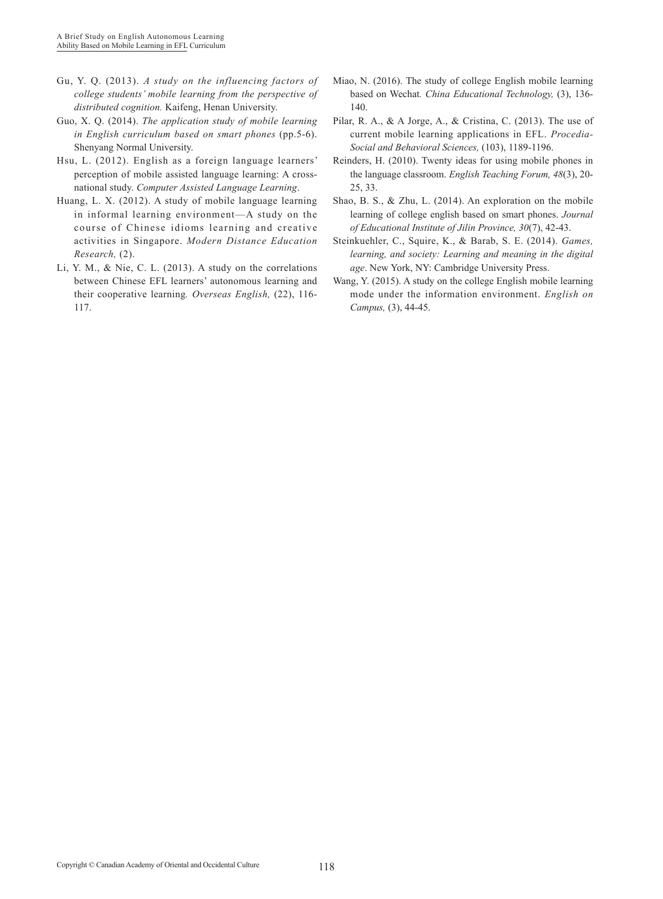Gu, Y. Q. (2013). *A study on the influencing factors of college students' mobile learning from the perspective of distributed cognition.* Kaifeng, Henan University.

Guo, X. Q. (2014). *The application study of mobile learning in English curriculum based on smart phones* (pp.5-6). Shenyang Normal University.

Hsu, L. (2012). English as a foreign language learners' perception of mobile assisted language learning: A cross-national study. *Computer Assisted Language Learning*.

Huang, L. X. (2012). A study of mobile language learning in informal learning environment—A study on the course of Chinese idioms learning and creative activities in Singapore. *Modern Distance Education Research,* (2).

Li, Y. M., & Nie, C. L. (2013). A study on the correlations between Chinese EFL learners' autonomous learning and their cooperative learning*. Overseas English,* (22), 116-117.

Miao, N. (2016). The study of college English mobile learning based on Wechat*. China Educational Technology,* (3), 136-140.

Pilar, R. A., & A Jorge, A., & Cristina, C. (2013). The use of current mobile learning applications in EFL. *Procedia-Social and Behavioral Sciences,* (103), 1189-1196.

Reinders, H. (2010). Twenty ideas for using mobile phones in the language classroom. *English Teaching Forum, 48*(3), 20-25, 33.

Shao, B. S., & Zhu, L. (2014). An exploration on the mobile learning of college english based on smart phones. *Journal of Educational Institute of Jilin Province, 30*(7), 42-43.

Steinkuehler, C., Squire, K., & Barab, S. E. (2014). *Games, learning, and society: Learning and meaning in the digital age*. New York, NY: Cambridge University Press.

Wang, Y. (2015). A study on the college English mobile learning mode under the information environment. *English on Campus,* (3), 44-45.